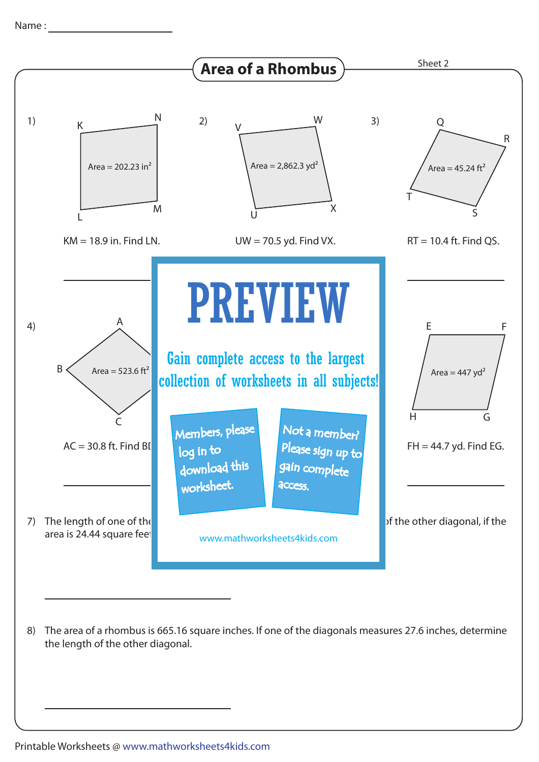Name : ____________________

# Area of a Rhombus

Sheet 2

1) Area = 202.23 in$^2$

KM = 18.9 in. Find LN.

______________

2) Area = 2,862.3 yd$^2$

UW = 70.5 yd. Find VX.

______________

3) Area = 45.24 ft$^2$

RT = 10.4 ft. Find QS.

______________

4) Area = 523.6 ft$^2$

AC = 30.8 ft. Find BI

______________

PREVIEW

Gain complete access to the largest collection of worksheets in all subjects!

Members, please log in to download this worksheet.

Not a member? Please sign up to gain complete access.

www.mathworksheets4kids.com

Area = 447 yd$^2$

FH = 44.7 yd. Find EG.

______________

7) The length of one of the ... of the other diagonal, if the area is 24.44 square feet

______________

8) The area of a rhombus is 665.16 square inches. If one of the diagonals measures 27.6 inches, determine the length of the other diagonal.

______________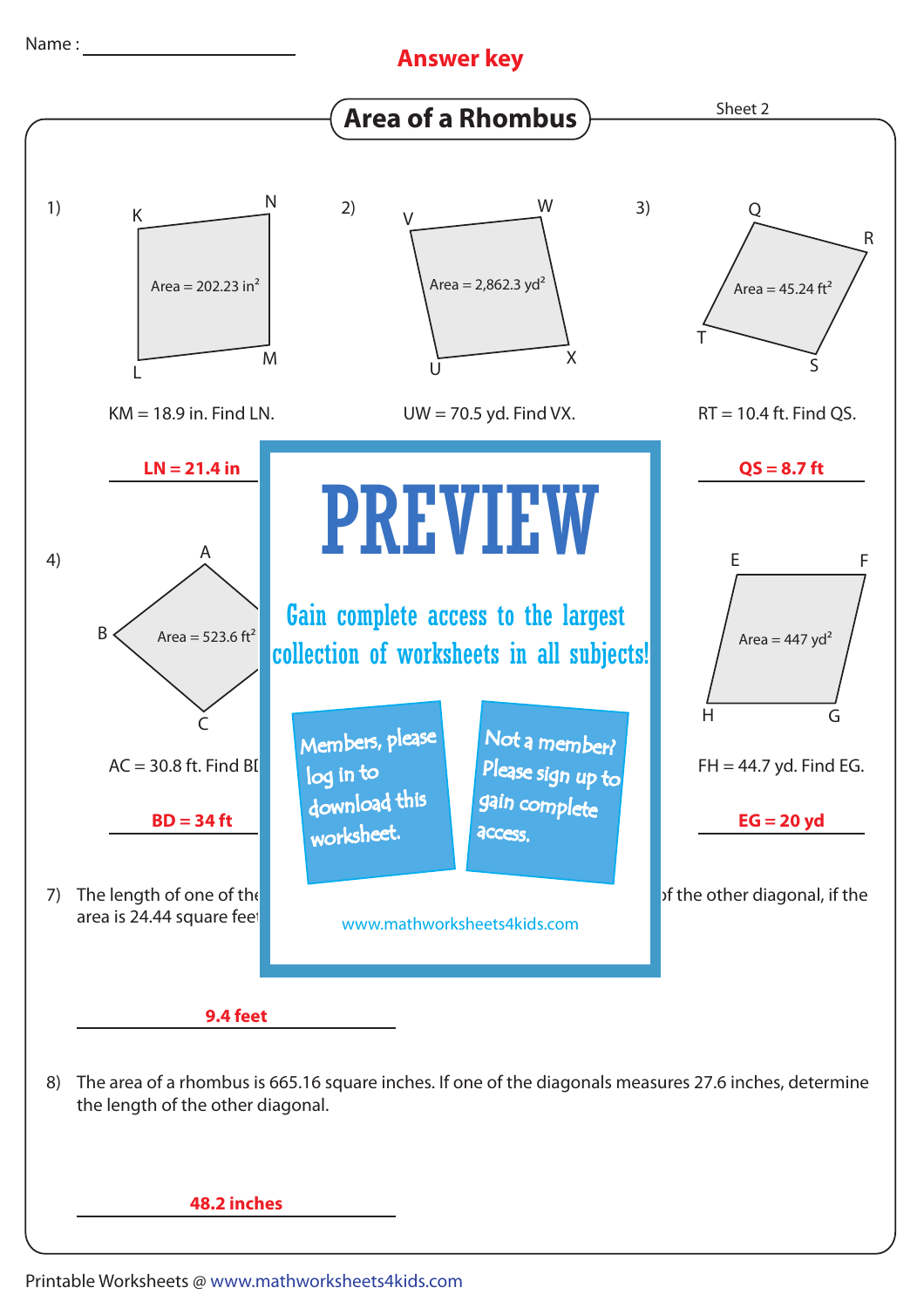Name : ____________________

**Answer key**

# Area of a Rhombus

Sheet 2

1) KLMN, Area = 202.23 in²

KM = 18.9 in. Find LN.

**LN = 21.4 in**

2) VUXW, Area = 2,862.3 yd²

UW = 70.5 yd. Find VX.

3) QRST, Area = 45.24 ft²

RT = 10.4 ft. Find QS.

**QS = 8.7 ft**

4) ABCD, Area = 523.6 ft²

AC = 30.8 ft. Find BD

**BD = 34 ft**

6) EFGH, Area = 447 yd²

FH = 44.7 yd. Find EG.

**EG = 20 yd**

PREVIEW

Gain complete access to the largest collection of worksheets in all subjects!

Members, please log in to download this worksheet.

Not a member? Please sign up to gain complete access.

www.mathworksheets4kids.com

7) The length of one of the ... of the other diagonal, if the area is 24.44 square feet ...

**9.4 feet**

8) The area of a rhombus is 665.16 square inches. If one of the diagonals measures 27.6 inches, determine the length of the other diagonal.

**48.2 inches**